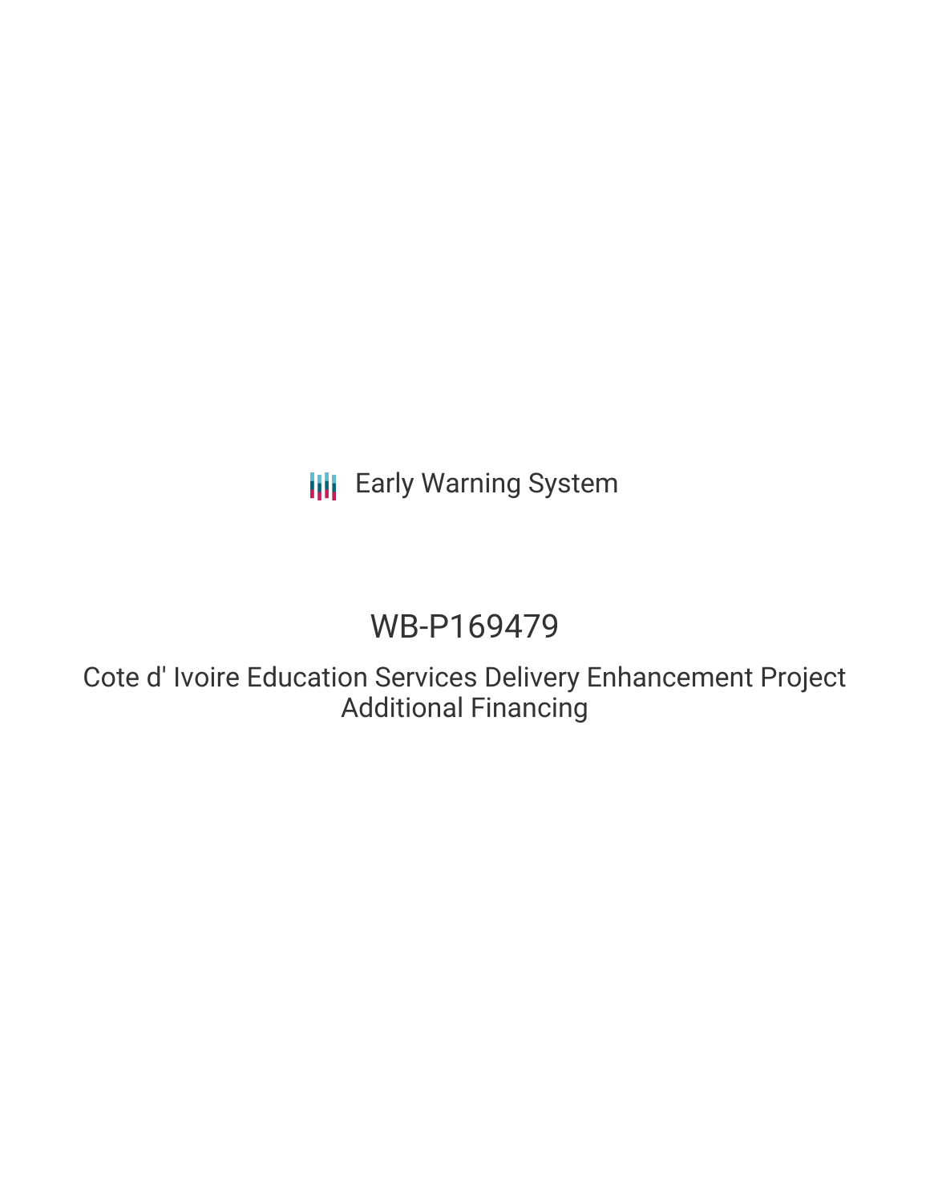Early Warning System

# WB-P169479

## Cote d' Ivoire Education Services Delivery Enhancement Project Additional Financing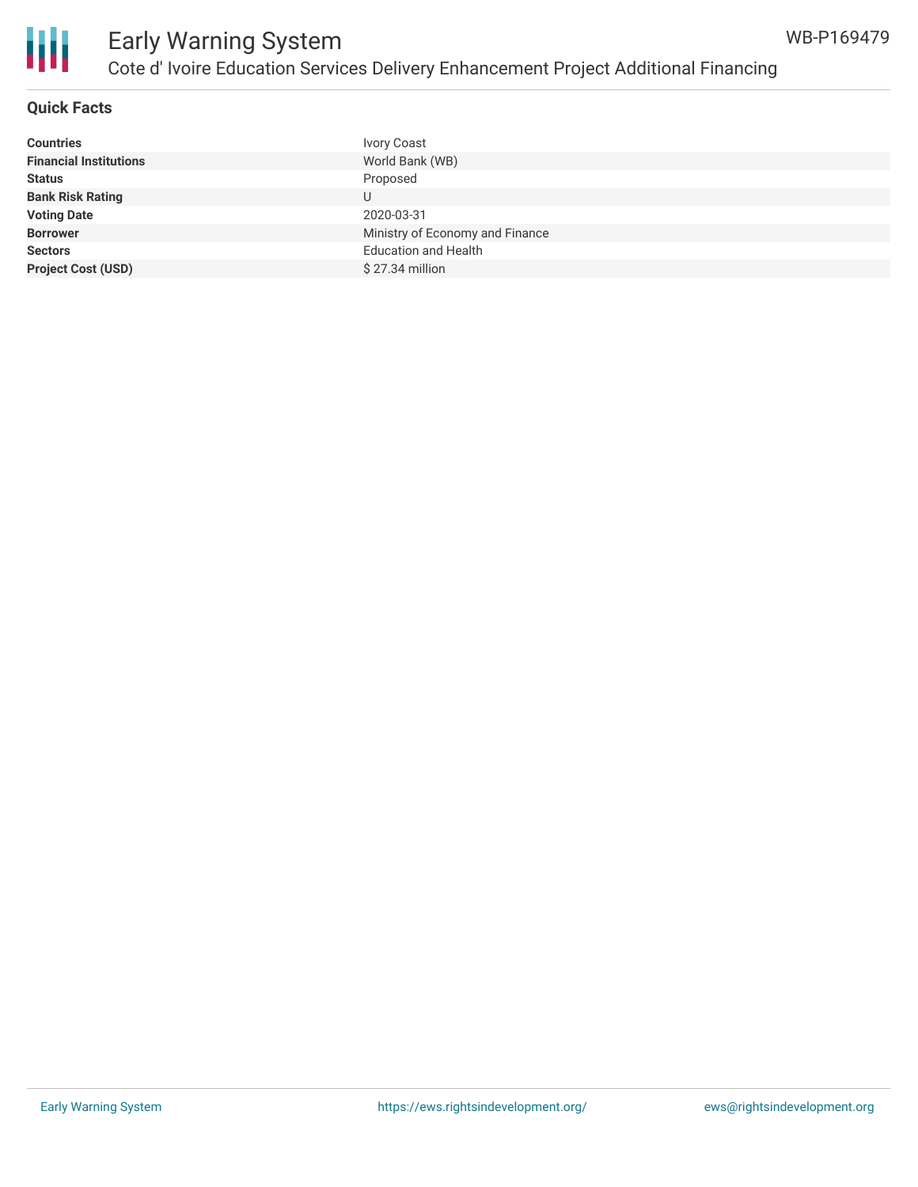## Quick Facts

| | |
|---|---|
| **Countries** | Ivory Coast |
| **Financial Institutions** | World Bank (WB) |
| **Status** | Proposed |
| **Bank Risk Rating** | U |
| **Voting Date** | 2020-03-31 |
| **Borrower** | Ministry of Economy and Finance |
| **Sectors** | Education and Health |
| **Project Cost (USD)** | $ 27.34 million |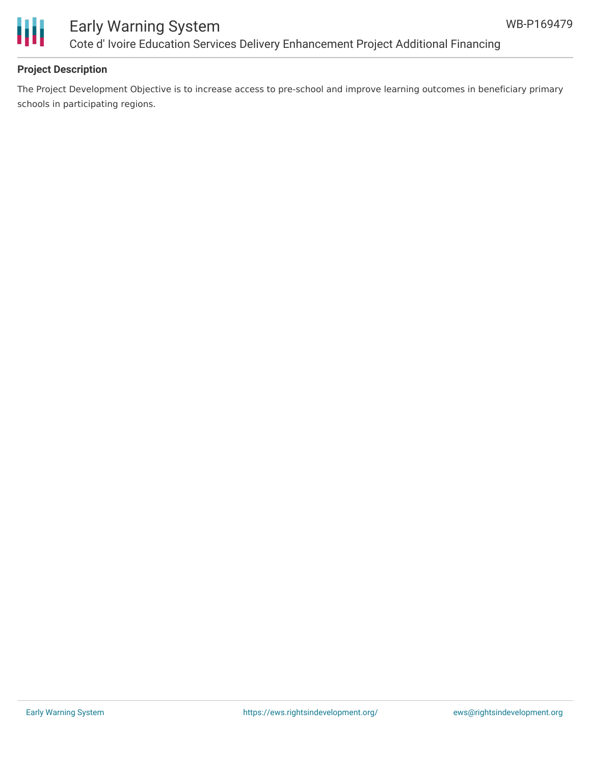## Project Description

The Project Development Objective is to increase access to pre-school and improve learning outcomes in beneficiary primary schools in participating regions.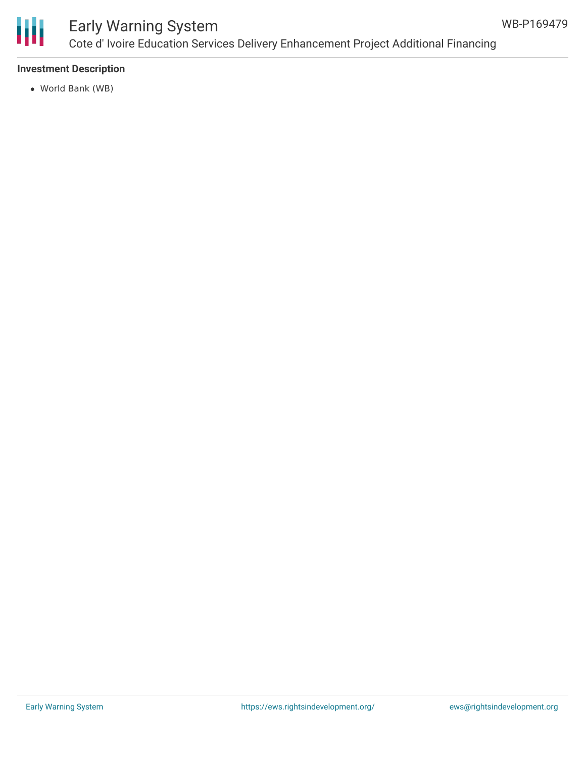### Investment Description

- World Bank (WB)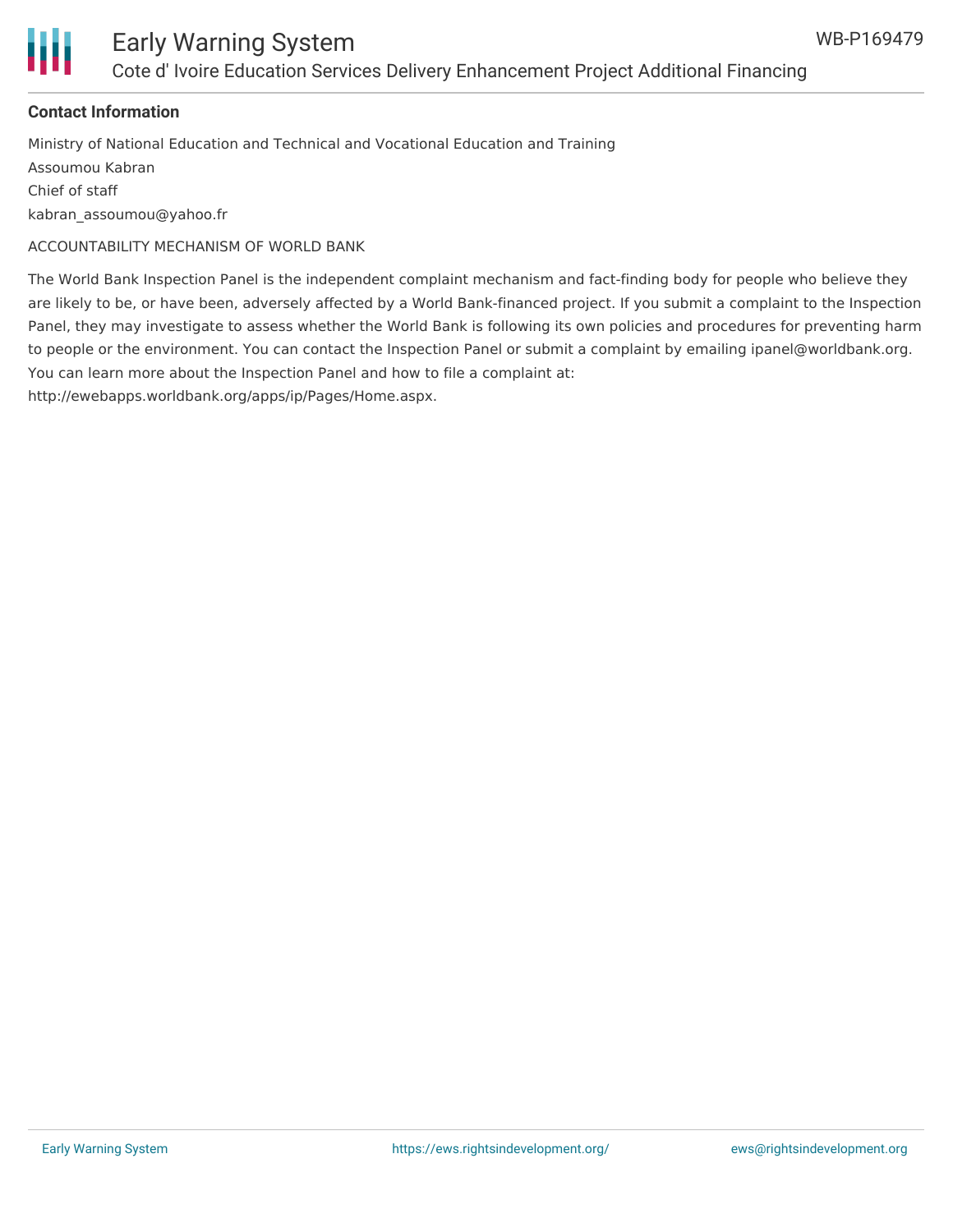## Contact Information

Ministry of National Education and Technical and Vocational Education and Training

Assoumou Kabran

Chief of staff

kabran_assoumou@yahoo.fr

ACCOUNTABILITY MECHANISM OF WORLD BANK

The World Bank Inspection Panel is the independent complaint mechanism and fact-finding body for people who believe they are likely to be, or have been, adversely affected by a World Bank-financed project. If you submit a complaint to the Inspection Panel, they may investigate to assess whether the World Bank is following its own policies and procedures for preventing harm to people or the environment. You can contact the Inspection Panel or submit a complaint by emailing ipanel@worldbank.org. You can learn more about the Inspection Panel and how to file a complaint at: http://ewebapps.worldbank.org/apps/ip/Pages/Home.aspx.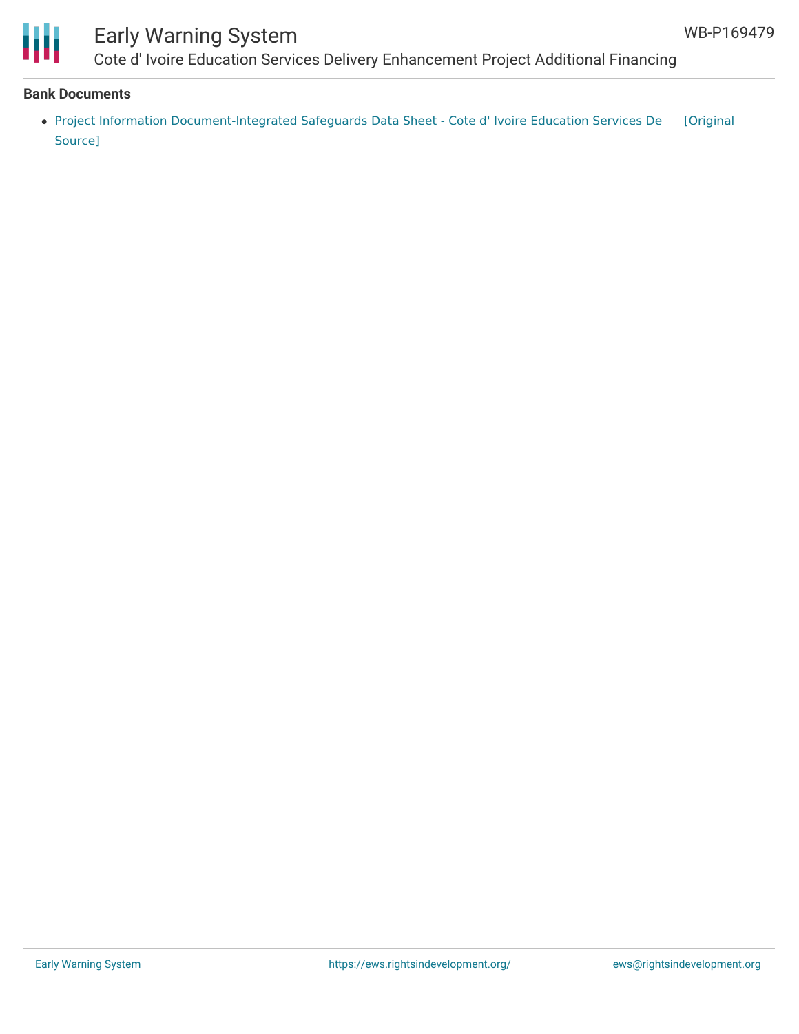**Bank Documents**

- Project Information Document-Integrated Safeguards Data Sheet - Cote d' Ivoire Education Services De [Original Source]